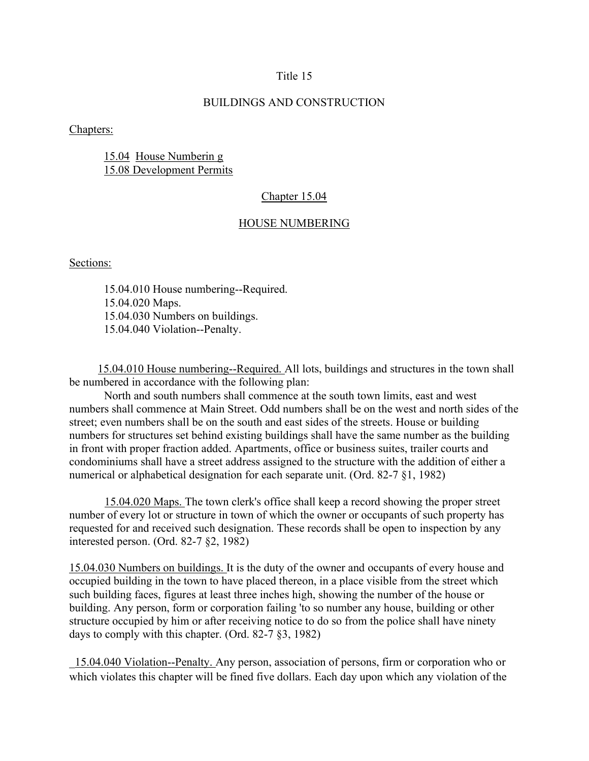# Title 15

## BUILDINGS AND CONSTRUCTION

Chapters:

- 15.04 House Numberin g
- 15.08 Development Permits

## Chapter 15.04

## HOUSE NUMBERING

Sections:

- 15.04.010 House numbering--Required.
- 15.04.020 Maps.
- 15.04.030 Numbers on buildings.
- 15.04.040 Violation--Penalty.

15.04.010 House numbering--Required. All lots, buildings and structures in the town shall be numbered in accordance with the following plan:

North and south numbers shall commence at the south town limits, east and west numbers shall commence at Main Street. Odd numbers shall be on the west and north sides of the street; even numbers shall be on the south and east sides of the streets. House or building numbers for structures set behind existing buildings shall have the same number as the building in front with proper fraction added. Apartments, office or business suites, trailer courts and condominiums shall have a street address assigned to the structure with the addition of either a numerical or alphabetical designation for each separate unit. (Ord. 82-7 §1, 1982)

15.04.020 Maps. The town clerk's office shall keep a record showing the proper street number of every lot or structure in town of which the owner or occupants of such property has requested for and received such designation. These records shall be open to inspection by any interested person. (Ord. 82-7 §2, 1982)

15.04.030 Numbers on buildings. It is the duty of the owner and occupants of every house and occupied building in the town to have placed thereon, in a place visible from the street which such building faces, figures at least three inches high, showing the number of the house or building. Any person, form or corporation failing 'to so number any house, building or other structure occupied by him or after receiving notice to do so from the police shall have ninety days to comply with this chapter. (Ord. 82-7 §3, 1982)

15.04.040 Violation--Penalty. Any person, association of persons, firm or corporation who or which violates this chapter will be fined five dollars. Each day upon which any violation of the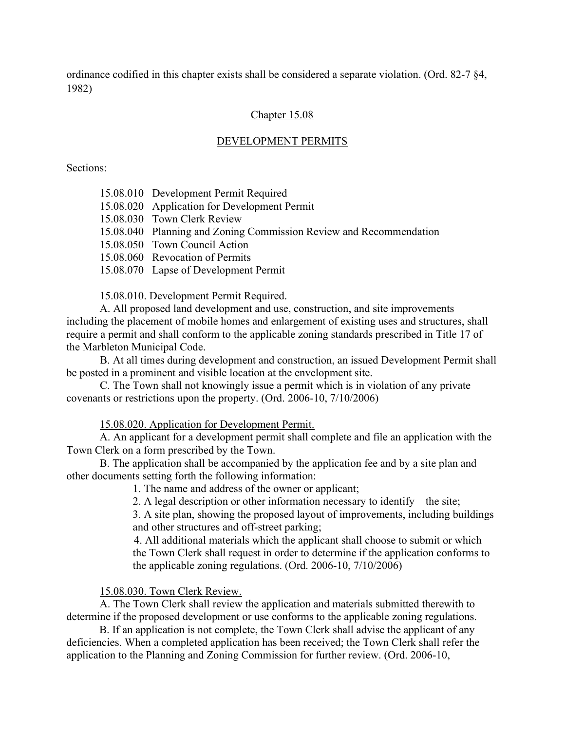ordinance codified in this chapter exists shall be considered a separate violation. (Ord. 82-7 §4, 1982)

## Chapter 15.08

## DEVELOPMENT PERMITS

Sections:

15.08.010 Development Permit Required
15.08.020 Application for Development Permit
15.08.030 Town Clerk Review
15.08.040 Planning and Zoning Commission Review and Recommendation
15.08.050 Town Council Action
15.08.060 Revocation of Permits
15.08.070 Lapse of Development Permit

15.08.010. Development Permit Required.

A. All proposed land development and use, construction, and site improvements including the placement of mobile homes and enlargement of existing uses and structures, shall require a permit and shall conform to the applicable zoning standards prescribed in Title 17 of the Marbleton Municipal Code.

B. At all times during development and construction, an issued Development Permit shall be posted in a prominent and visible location at the envelopment site.

C. The Town shall not knowingly issue a permit which is in violation of any private covenants or restrictions upon the property. (Ord. 2006-10, 7/10/2006)

15.08.020. Application for Development Permit.

A. An applicant for a development permit shall complete and file an application with the Town Clerk on a form prescribed by the Town.

B. The application shall be accompanied by the application fee and by a site plan and other documents setting forth the following information:

1. The name and address of the owner or applicant;
2. A legal description or other information necessary to identify the site;
3. A site plan, showing the proposed layout of improvements, including buildings and other structures and off-street parking;
4. All additional materials which the applicant shall choose to submit or which the Town Clerk shall request in order to determine if the application conforms to the applicable zoning regulations. (Ord. 2006-10, 7/10/2006)

15.08.030. Town Clerk Review.

A. The Town Clerk shall review the application and materials submitted therewith to determine if the proposed development or use conforms to the applicable zoning regulations.

B. If an application is not complete, the Town Clerk shall advise the applicant of any deficiencies. When a completed application has been received; the Town Clerk shall refer the application to the Planning and Zoning Commission for further review. (Ord. 2006-10,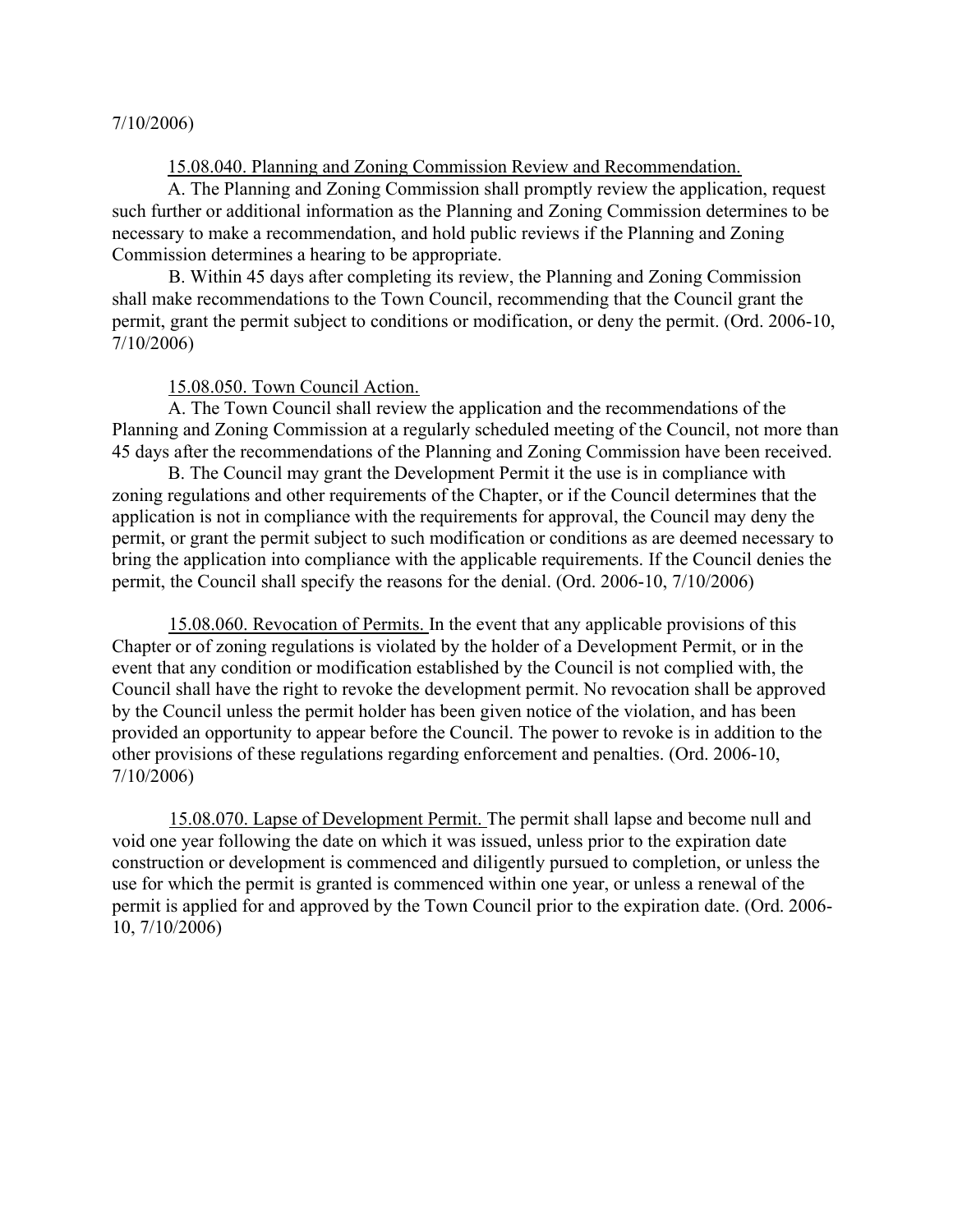7/10/2006)

15.08.040. Planning and Zoning Commission Review and Recommendation.

A. The Planning and Zoning Commission shall promptly review the application, request such further or additional information as the Planning and Zoning Commission determines to be necessary to make a recommendation, and hold public reviews if the Planning and Zoning Commission determines a hearing to be appropriate.

B. Within 45 days after completing its review, the Planning and Zoning Commission shall make recommendations to the Town Council, recommending that the Council grant the permit, grant the permit subject to conditions or modification, or deny the permit. (Ord. 2006-10, 7/10/2006)

15.08.050. Town Council Action.

A. The Town Council shall review the application and the recommendations of the Planning and Zoning Commission at a regularly scheduled meeting of the Council, not more than 45 days after the recommendations of the Planning and Zoning Commission have been received.

B. The Council may grant the Development Permit it the use is in compliance with zoning regulations and other requirements of the Chapter, or if the Council determines that the application is not in compliance with the requirements for approval, the Council may deny the permit, or grant the permit subject to such modification or conditions as are deemed necessary to bring the application into compliance with the applicable requirements. If the Council denies the permit, the Council shall specify the reasons for the denial. (Ord. 2006-10, 7/10/2006)

15.08.060. Revocation of Permits. In the event that any applicable provisions of this Chapter or of zoning regulations is violated by the holder of a Development Permit, or in the event that any condition or modification established by the Council is not complied with, the Council shall have the right to revoke the development permit. No revocation shall be approved by the Council unless the permit holder has been given notice of the violation, and has been provided an opportunity to appear before the Council. The power to revoke is in addition to the other provisions of these regulations regarding enforcement and penalties. (Ord. 2006-10, 7/10/2006)

15.08.070. Lapse of Development Permit. The permit shall lapse and become null and void one year following the date on which it was issued, unless prior to the expiration date construction or development is commenced and diligently pursued to completion, or unless the use for which the permit is granted is commenced within one year, or unless a renewal of the permit is applied for and approved by the Town Council prior to the expiration date. (Ord. 2006-10, 7/10/2006)